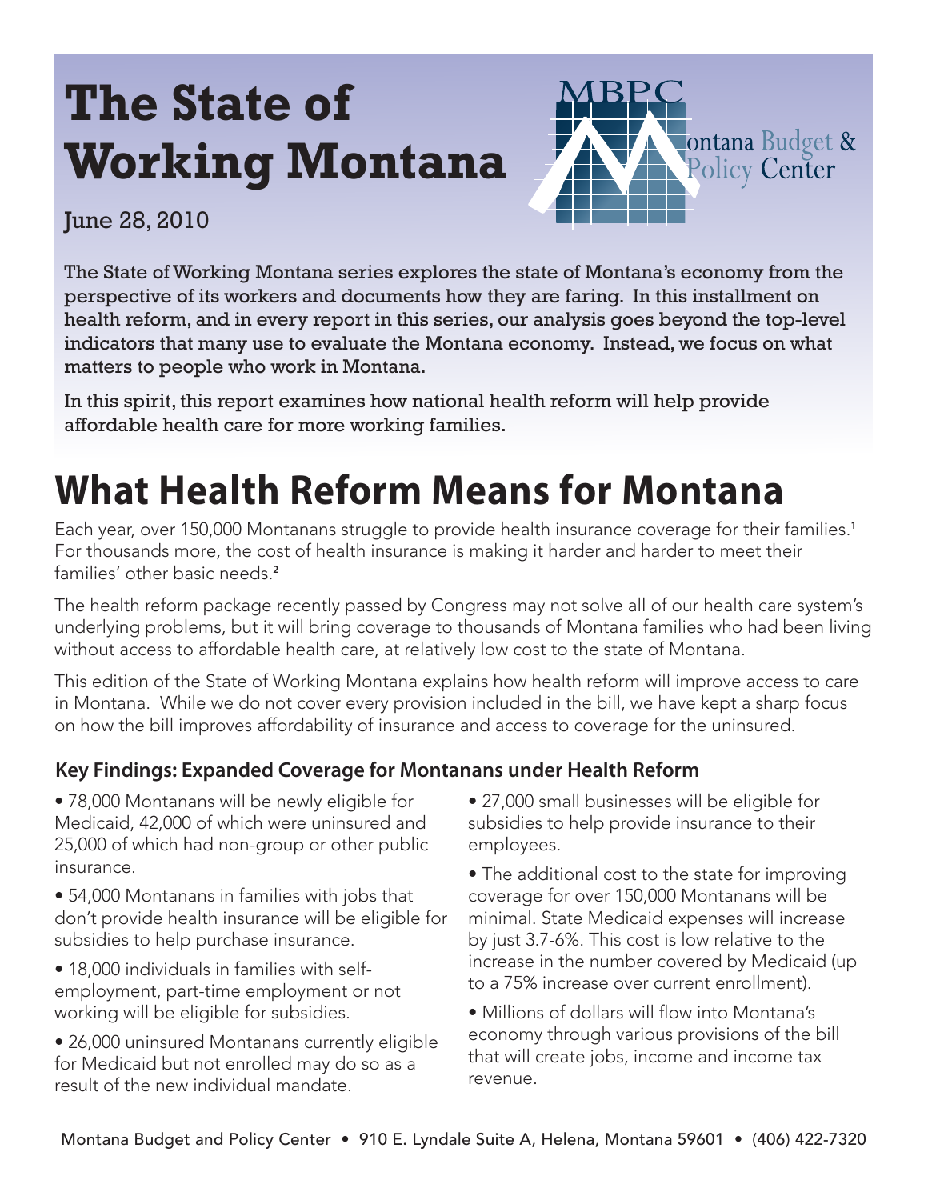# The State of Working Montana

June 28, 2010

MBPC Montana Budget & Policy Center

The State of Working Montana series explores the state of Montana's economy from the perspective of its workers and documents how they are faring. In this installment on health reform, and in every report in this series, our analysis goes beyond the top-level indicators that many use to evaluate the Montana economy. Instead, we focus on what matters to people who work in Montana.

In this spirit, this report examines how national health reform will help provide affordable health care for more working families.

# What Health Reform Means for Montana

Each year, over 150,000 Montanans struggle to provide health insurance coverage for their families.[1] For thousands more, the cost of health insurance is making it harder and harder to meet their families' other basic needs.[2]

The health reform package recently passed by Congress may not solve all of our health care system's underlying problems, but it will bring coverage to thousands of Montana families who had been living without access to affordable health care, at relatively low cost to the state of Montana.

This edition of the State of Working Montana explains how health reform will improve access to care in Montana. While we do not cover every provision included in the bill, we have kept a sharp focus on how the bill improves affordability of insurance and access to coverage for the uninsured.

### Key Findings: Expanded Coverage for Montanans under Health Reform

- 78,000 Montanans will be newly eligible for Medicaid, 42,000 of which were uninsured and 25,000 of which had non-group or other public insurance.
- 54,000 Montanans in families with jobs that don't provide health insurance will be eligible for subsidies to help purchase insurance.
- 18,000 individuals in families with self-employment, part-time employment or not working will be eligible for subsidies.
- 26,000 uninsured Montanans currently eligible for Medicaid but not enrolled may do so as a result of the new individual mandate.
- 27,000 small businesses will be eligible for subsidies to help provide insurance to their employees.
- The additional cost to the state for improving coverage for over 150,000 Montanans will be minimal. State Medicaid expenses will increase by just 3.7-6%. This cost is low relative to the increase in the number covered by Medicaid (up to a 75% increase over current enrollment).
- Millions of dollars will flow into Montana's economy through various provisions of the bill that will create jobs, income and income tax revenue.

Montana Budget and Policy Center • 910 E. Lyndale Suite A, Helena, Montana 59601 • (406) 422-7320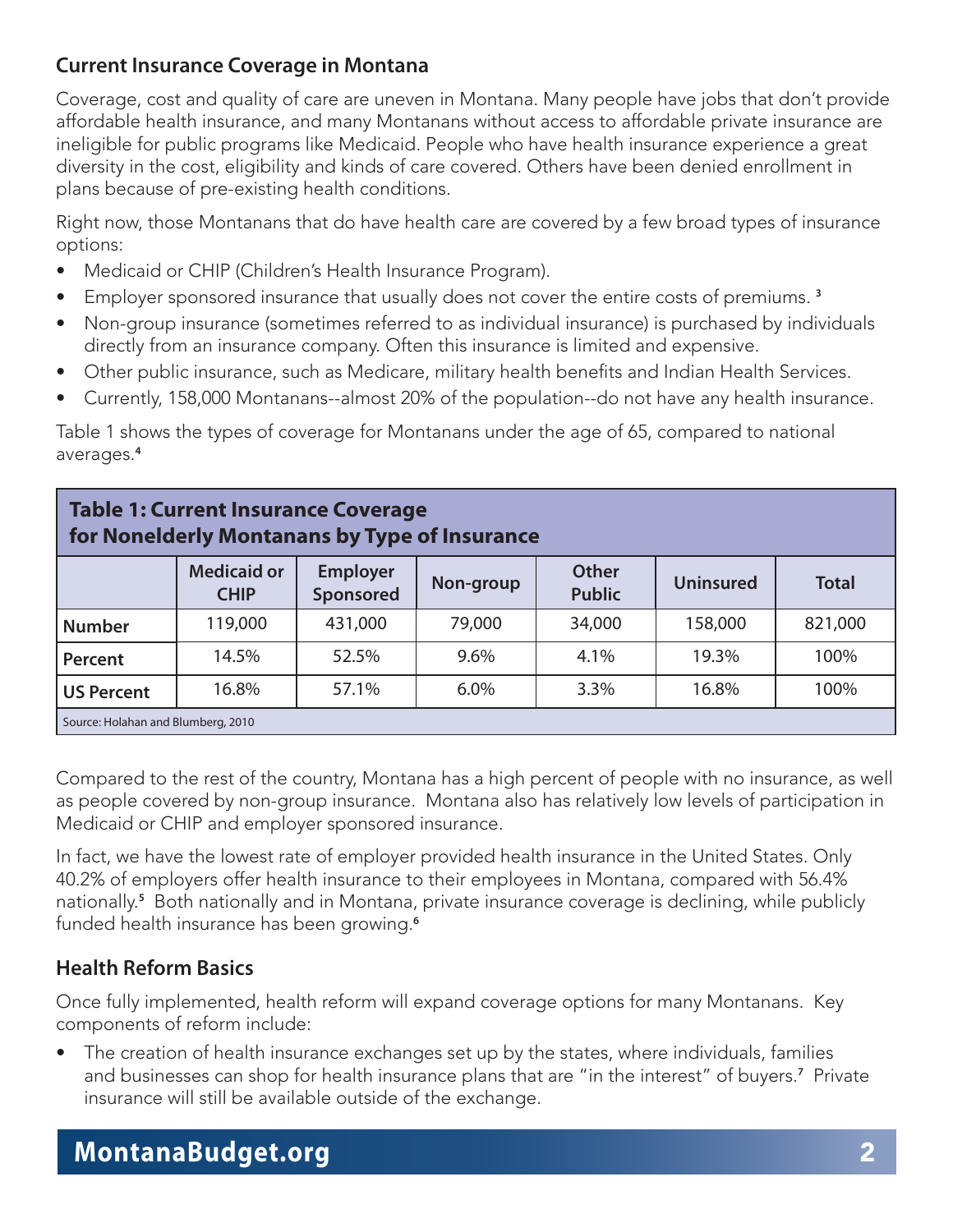## Current Insurance Coverage in Montana

Coverage, cost and quality of care are uneven in Montana. Many people have jobs that don't provide affordable health insurance, and many Montanans without access to affordable private insurance are ineligible for public programs like Medicaid. People who have health insurance experience a great diversity in the cost, eligibility and kinds of care covered. Others have been denied enrollment in plans because of pre-existing health conditions.

Right now, those Montanans that do have health care are covered by a few broad types of insurance options:

- Medicaid or CHIP (Children's Health Insurance Program).
- Employer sponsored insurance that usually does not cover the entire costs of premiums. [3]
- Non-group insurance (sometimes referred to as individual insurance) is purchased by individuals directly from an insurance company. Often this insurance is limited and expensive.
- Other public insurance, such as Medicare, military health benefits and Indian Health Services.
- Currently, 158,000 Montanans--almost 20% of the population--do not have any health insurance.

Table 1 shows the types of coverage for Montanans under the age of 65, compared to national averages.[4]

**Table 1: Current Insurance Coverage for Nonelderly Montanans by Type of Insurance**

| | Medicaid or CHIP | Employer Sponsored | Non-group | Other Public | Uninsured | Total |
|---|---|---|---|---|---|---|
| **Number** | 119,000 | 431,000 | 79,000 | 34,000 | 158,000 | 821,000 |
| **Percent** | 14.5% | 52.5% | 9.6% | 4.1% | 19.3% | 100% |
| **US Percent** | 16.8% | 57.1% | 6.0% | 3.3% | 16.8% | 100% |

Source: Holahan and Blumberg, 2010

Compared to the rest of the country, Montana has a high percent of people with no insurance, as well as people covered by non-group insurance. Montana also has relatively low levels of participation in Medicaid or CHIP and employer sponsored insurance.

In fact, we have the lowest rate of employer provided health insurance in the United States. Only 40.2% of employers offer health insurance to their employees in Montana, compared with 56.4% nationally.[5] Both nationally and in Montana, private insurance coverage is declining, while publicly funded health insurance has been growing.[6]

## Health Reform Basics

Once fully implemented, health reform will expand coverage options for many Montanans. Key components of reform include:

- The creation of health insurance exchanges set up by the states, where individuals, families and businesses can shop for health insurance plans that are "in the interest" of buyers.[7] Private insurance will still be available outside of the exchange.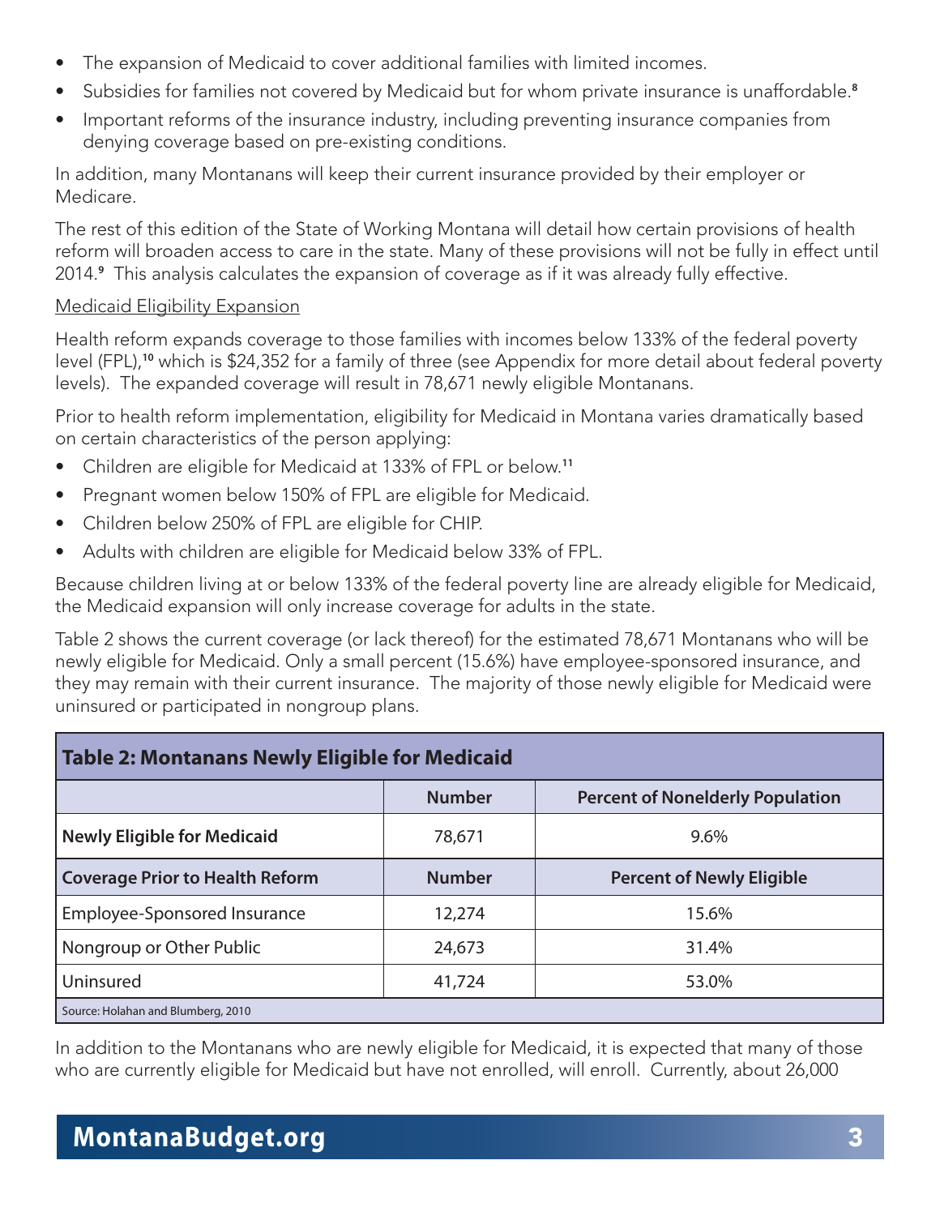- The expansion of Medicaid to cover additional families with limited incomes.
- Subsidies for families not covered by Medicaid but for whom private insurance is unaffordable.[8]
- Important reforms of the insurance industry, including preventing insurance companies from denying coverage based on pre-existing conditions.

In addition, many Montanans will keep their current insurance provided by their employer or Medicare.

The rest of this edition of the State of Working Montana will detail how certain provisions of health reform will broaden access to care in the state. Many of these provisions will not be fully in effect until 2014.[9] This analysis calculates the expansion of coverage as if it was already fully effective.

<u>Medicaid Eligibility Expansion</u>

Health reform expands coverage to those families with incomes below 133% of the federal poverty level (FPL),[10] which is $24,352 for a family of three (see Appendix for more detail about federal poverty levels). The expanded coverage will result in 78,671 newly eligible Montanans.

Prior to health reform implementation, eligibility for Medicaid in Montana varies dramatically based on certain characteristics of the person applying:

- Children are eligible for Medicaid at 133% of FPL or below.[11]
- Pregnant women below 150% of FPL are eligible for Medicaid.
- Children below 250% of FPL are eligible for CHIP.
- Adults with children are eligible for Medicaid below 33% of FPL.

Because children living at or below 133% of the federal poverty line are already eligible for Medicaid, the Medicaid expansion will only increase coverage for adults in the state.

Table 2 shows the current coverage (or lack thereof) for the estimated 78,671 Montanans who will be newly eligible for Medicaid. Only a small percent (15.6%) have employee-sponsored insurance, and they may remain with their current insurance. The majority of those newly eligible for Medicaid were uninsured or participated in nongroup plans.

**Table 2: Montanans Newly Eligible for Medicaid**

| | Number | Percent of Nonelderly Population |
|---|---|---|
| **Newly Eligible for Medicaid** | 78,671 | 9.6% |
| **Coverage Prior to Health Reform** | **Number** | **Percent of Newly Eligible** |
| Employee-Sponsored Insurance | 12,274 | 15.6% |
| Nongroup or Other Public | 24,673 | 31.4% |
| Uninsured | 41,724 | 53.0% |

Source: Holahan and Blumberg, 2010

In addition to the Montanans who are newly eligible for Medicaid, it is expected that many of those who are currently eligible for Medicaid but have not enrolled, will enroll. Currently, about 26,000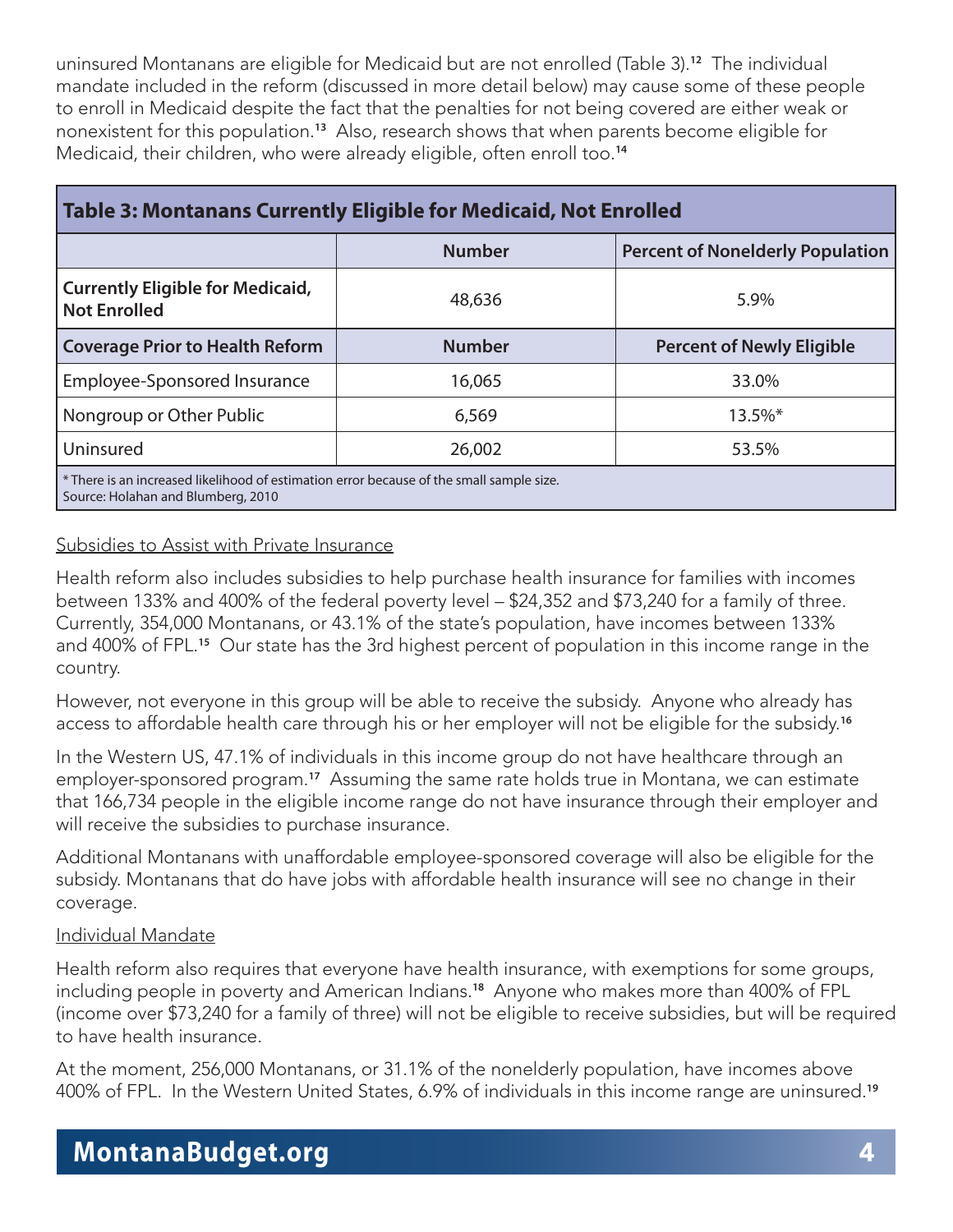uninsured Montanans are eligible for Medicaid but are not enrolled (Table 3).[12] The individual mandate included in the reform (discussed in more detail below) may cause some of these people to enroll in Medicaid despite the fact that the penalties for not being covered are either weak or nonexistent for this population.[13] Also, research shows that when parents become eligible for Medicaid, their children, who were already eligible, often enroll too.[14]

**Table 3: Montanans Currently Eligible for Medicaid, Not Enrolled**

| | Number | Percent of Nonelderly Population |
|---|---|---|
| **Currently Eligible for Medicaid, Not Enrolled** | 48,636 | 5.9% |
| **Coverage Prior to Health Reform** | **Number** | **Percent of Newly Eligible** |
| Employee-Sponsored Insurance | 16,065 | 33.0% |
| Nongroup or Other Public | 6,569 | 13.5%* |
| Uninsured | 26,002 | 53.5% |

\* There is an increased likelihood of estimation error because of the small sample size.
Source: Holahan and Blumberg, 2010

Subsidies to Assist with Private Insurance

Health reform also includes subsidies to help purchase health insurance for families with incomes between 133% and 400% of the federal poverty level – $24,352 and $73,240 for a family of three. Currently, 354,000 Montanans, or 43.1% of the state's population, have incomes between 133% and 400% of FPL.[15] Our state has the 3rd highest percent of population in this income range in the country.

However, not everyone in this group will be able to receive the subsidy. Anyone who already has access to affordable health care through his or her employer will not be eligible for the subsidy.[16]

In the Western US, 47.1% of individuals in this income group do not have healthcare through an employer-sponsored program.[17] Assuming the same rate holds true in Montana, we can estimate that 166,734 people in the eligible income range do not have insurance through their employer and will receive the subsidies to purchase insurance.

Additional Montanans with unaffordable employee-sponsored coverage will also be eligible for the subsidy. Montanans that do have jobs with affordable health insurance will see no change in their coverage.

Individual Mandate

Health reform also requires that everyone have health insurance, with exemptions for some groups, including people in poverty and American Indians.[18] Anyone who makes more than 400% of FPL (income over $73,240 for a family of three) will not be eligible to receive subsidies, but will be required to have health insurance.

At the moment, 256,000 Montanans, or 31.1% of the nonelderly population, have incomes above 400% of FPL. In the Western United States, 6.9% of individuals in this income range are uninsured.[19]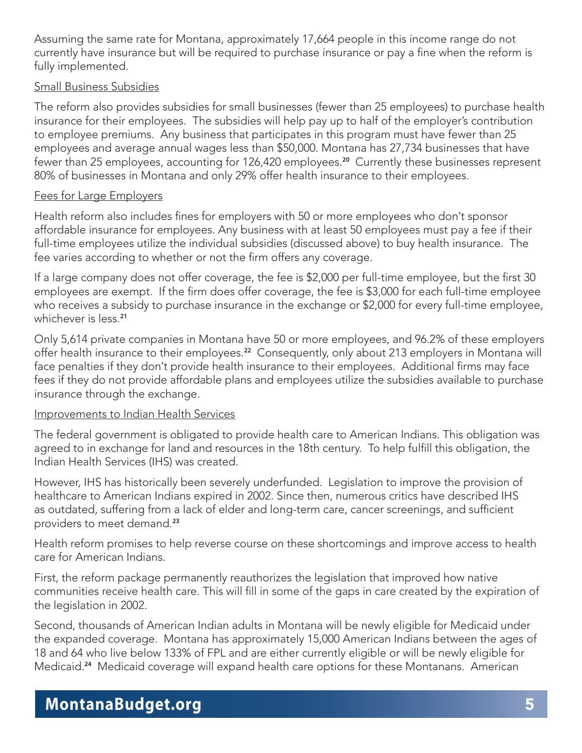Assuming the same rate for Montana, approximately 17,664 people in this income range do not currently have insurance but will be required to purchase insurance or pay a fine when the reform is fully implemented.

### Small Business Subsidies

The reform also provides subsidies for small businesses (fewer than 25 employees) to purchase health insurance for their employees. The subsidies will help pay up to half of the employer's contribution to employee premiums. Any business that participates in this program must have fewer than 25 employees and average annual wages less than $50,000. Montana has 27,734 businesses that have fewer than 25 employees, accounting for 126,420 employees.[20] Currently these businesses represent 80% of businesses in Montana and only 29% offer health insurance to their employees.

### Fees for Large Employers

Health reform also includes fines for employers with 50 or more employees who don't sponsor affordable insurance for employees. Any business with at least 50 employees must pay a fee if their full-time employees utilize the individual subsidies (discussed above) to buy health insurance. The fee varies according to whether or not the firm offers any coverage.

If a large company does not offer coverage, the fee is $2,000 per full-time employee, but the first 30 employees are exempt. If the firm does offer coverage, the fee is $3,000 for each full-time employee who receives a subsidy to purchase insurance in the exchange or $2,000 for every full-time employee, whichever is less.[21]

Only 5,614 private companies in Montana have 50 or more employees, and 96.2% of these employers offer health insurance to their employees.[22] Consequently, only about 213 employers in Montana will face penalties if they don't provide health insurance to their employees. Additional firms may face fees if they do not provide affordable plans and employees utilize the subsidies available to purchase insurance through the exchange.

### Improvements to Indian Health Services

The federal government is obligated to provide health care to American Indians. This obligation was agreed to in exchange for land and resources in the 18th century. To help fulfill this obligation, the Indian Health Services (IHS) was created.

However, IHS has historically been severely underfunded. Legislation to improve the provision of healthcare to American Indians expired in 2002. Since then, numerous critics have described IHS as outdated, suffering from a lack of elder and long-term care, cancer screenings, and sufficient providers to meet demand.[23]

Health reform promises to help reverse course on these shortcomings and improve access to health care for American Indians.

First, the reform package permanently reauthorizes the legislation that improved how native communities receive health care. This will fill in some of the gaps in care created by the expiration of the legislation in 2002.

Second, thousands of American Indian adults in Montana will be newly eligible for Medicaid under the expanded coverage. Montana has approximately 15,000 American Indians between the ages of 18 and 64 who live below 133% of FPL and are either currently eligible or will be newly eligible for Medicaid.[24] Medicaid coverage will expand health care options for these Montanans. American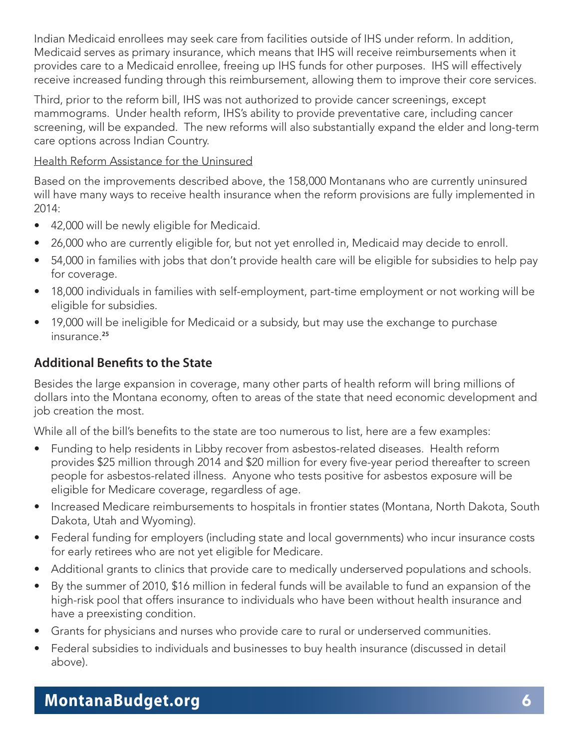Indian Medicaid enrollees may seek care from facilities outside of IHS under reform. In addition, Medicaid serves as primary insurance, which means that IHS will receive reimbursements when it provides care to a Medicaid enrollee, freeing up IHS funds for other purposes. IHS will effectively receive increased funding through this reimbursement, allowing them to improve their core services.

Third, prior to the reform bill, IHS was not authorized to provide cancer screenings, except mammograms. Under health reform, IHS's ability to provide preventative care, including cancer screening, will be expanded. The new reforms will also substantially expand the elder and long-term care options across Indian Country.

Health Reform Assistance for the Uninsured

Based on the improvements described above, the 158,000 Montanans who are currently uninsured will have many ways to receive health insurance when the reform provisions are fully implemented in 2014:

- 42,000 will be newly eligible for Medicaid.
- 26,000 who are currently eligible for, but not yet enrolled in, Medicaid may decide to enroll.
- 54,000 in families with jobs that don't provide health care will be eligible for subsidies to help pay for coverage.
- 18,000 individuals in families with self-employment, part-time employment or not working will be eligible for subsidies.
- 19,000 will be ineligible for Medicaid or a subsidy, but may use the exchange to purchase insurance.[25]

## Additional Benefits to the State

Besides the large expansion in coverage, many other parts of health reform will bring millions of dollars into the Montana economy, often to areas of the state that need economic development and job creation the most.

While all of the bill's benefits to the state are too numerous to list, here are a few examples:

- Funding to help residents in Libby recover from asbestos-related diseases. Health reform provides $25 million through 2014 and $20 million for every five-year period thereafter to screen people for asbestos-related illness. Anyone who tests positive for asbestos exposure will be eligible for Medicare coverage, regardless of age.
- Increased Medicare reimbursements to hospitals in frontier states (Montana, North Dakota, South Dakota, Utah and Wyoming).
- Federal funding for employers (including state and local governments) who incur insurance costs for early retirees who are not yet eligible for Medicare.
- Additional grants to clinics that provide care to medically underserved populations and schools.
- By the summer of 2010, $16 million in federal funds will be available to fund an expansion of the high-risk pool that offers insurance to individuals who have been without health insurance and have a preexisting condition.
- Grants for physicians and nurses who provide care to rural or underserved communities.
- Federal subsidies to individuals and businesses to buy health insurance (discussed in detail above).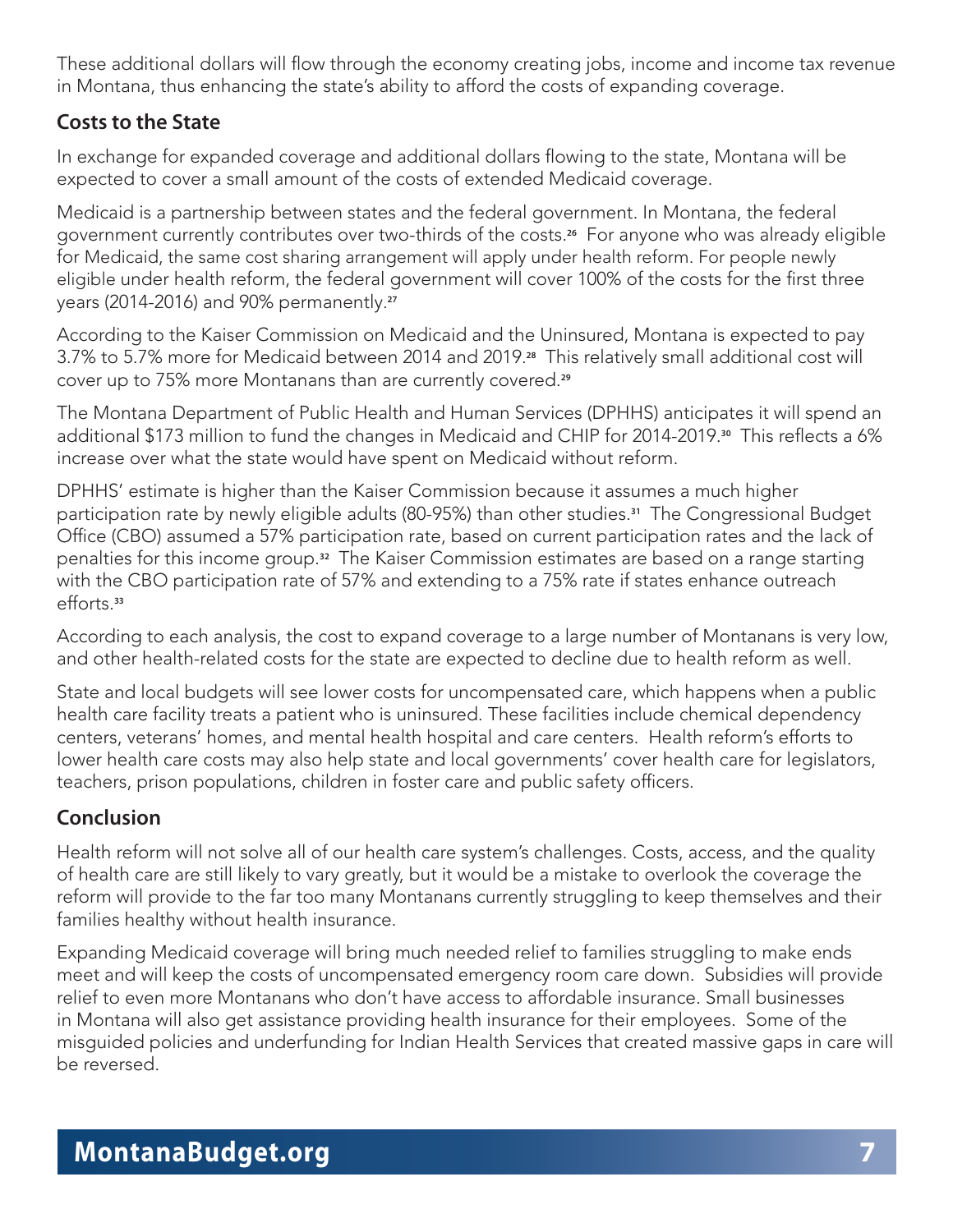These additional dollars will flow through the economy creating jobs, income and income tax revenue in Montana, thus enhancing the state's ability to afford the costs of expanding coverage.

### Costs to the State

In exchange for expanded coverage and additional dollars flowing to the state, Montana will be expected to cover a small amount of the costs of extended Medicaid coverage.

Medicaid is a partnership between states and the federal government. In Montana, the federal government currently contributes over two-thirds of the costs.[26] For anyone who was already eligible for Medicaid, the same cost sharing arrangement will apply under health reform. For people newly eligible under health reform, the federal government will cover 100% of the costs for the first three years (2014-2016) and 90% permanently.[27]

According to the Kaiser Commission on Medicaid and the Uninsured, Montana is expected to pay 3.7% to 5.7% more for Medicaid between 2014 and 2019.[28] This relatively small additional cost will cover up to 75% more Montanans than are currently covered.[29]

The Montana Department of Public Health and Human Services (DPHHS) anticipates it will spend an additional $173 million to fund the changes in Medicaid and CHIP for 2014-2019.[30] This reflects a 6% increase over what the state would have spent on Medicaid without reform.

DPHHS' estimate is higher than the Kaiser Commission because it assumes a much higher participation rate by newly eligible adults (80-95%) than other studies.[31] The Congressional Budget Office (CBO) assumed a 57% participation rate, based on current participation rates and the lack of penalties for this income group.[32] The Kaiser Commission estimates are based on a range starting with the CBO participation rate of 57% and extending to a 75% rate if states enhance outreach efforts.[33]

According to each analysis, the cost to expand coverage to a large number of Montanans is very low, and other health-related costs for the state are expected to decline due to health reform as well.

State and local budgets will see lower costs for uncompensated care, which happens when a public health care facility treats a patient who is uninsured. These facilities include chemical dependency centers, veterans' homes, and mental health hospital and care centers. Health reform's efforts to lower health care costs may also help state and local governments' cover health care for legislators, teachers, prison populations, children in foster care and public safety officers.

### Conclusion

Health reform will not solve all of our health care system's challenges. Costs, access, and the quality of health care are still likely to vary greatly, but it would be a mistake to overlook the coverage the reform will provide to the far too many Montanans currently struggling to keep themselves and their families healthy without health insurance.

Expanding Medicaid coverage will bring much needed relief to families struggling to make ends meet and will keep the costs of uncompensated emergency room care down. Subsidies will provide relief to even more Montanans who don't have access to affordable insurance. Small businesses in Montana will also get assistance providing health insurance for their employees. Some of the misguided policies and underfunding for Indian Health Services that created massive gaps in care will be reversed.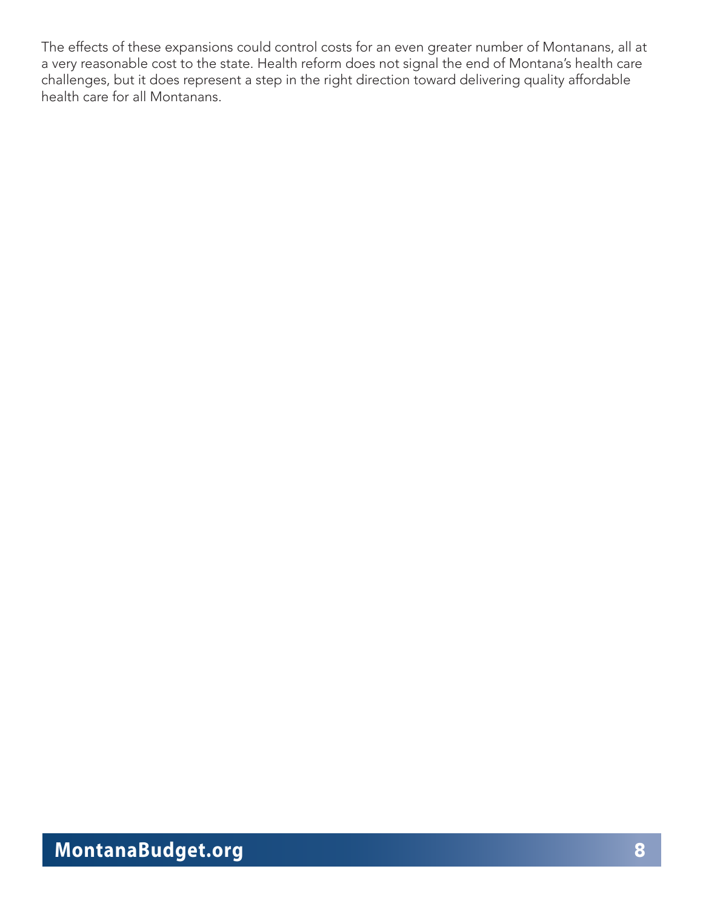The effects of these expansions could control costs for an even greater number of Montanans, all at a very reasonable cost to the state. Health reform does not signal the end of Montana's health care challenges, but it does represent a step in the right direction toward delivering quality affordable health care for all Montanans.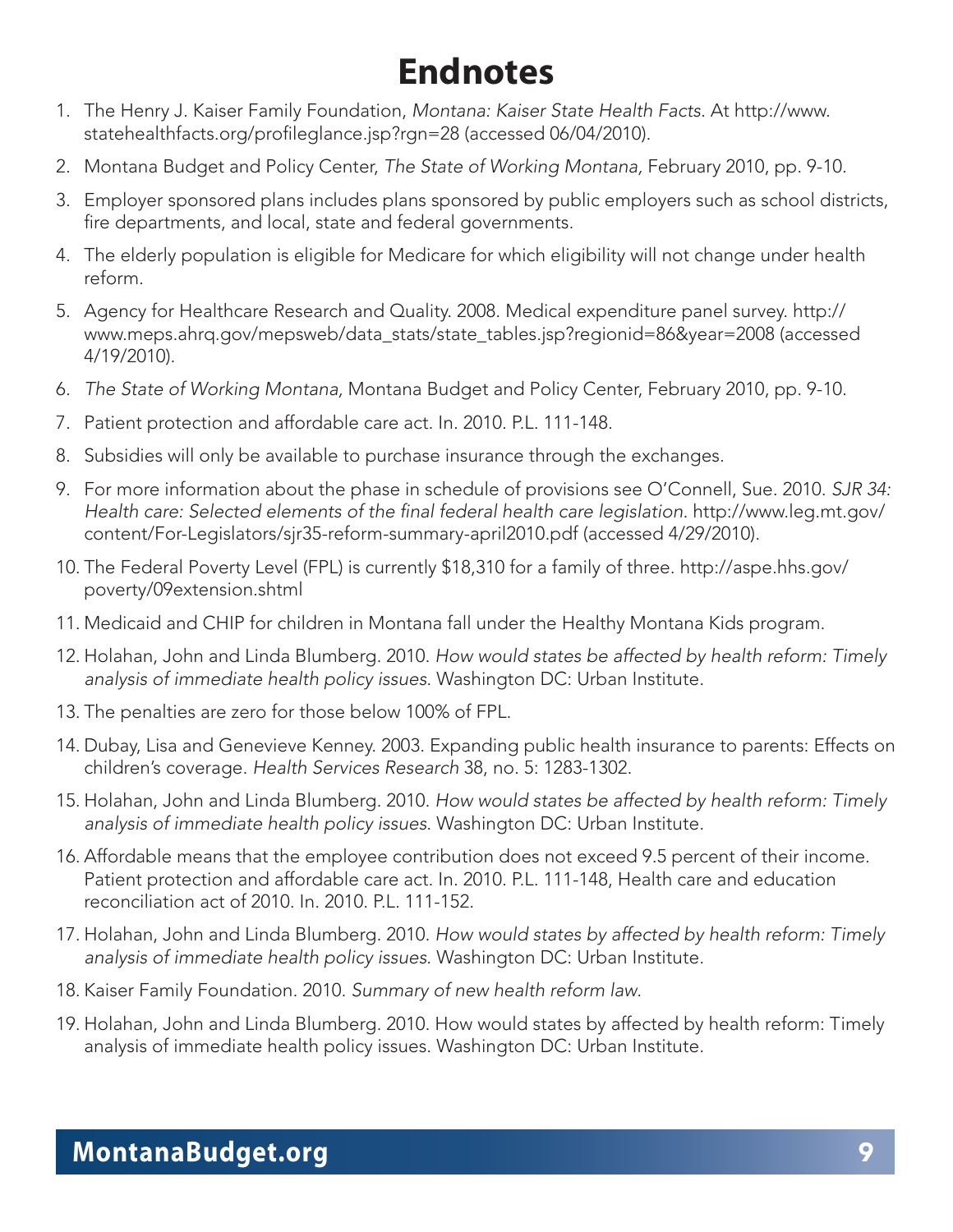# Endnotes

1. The Henry J. Kaiser Family Foundation, *Montana: Kaiser State Health Facts*. At http://www.statehealthfacts.org/profileglance.jsp?rgn=28 (accessed 06/04/2010).
2. Montana Budget and Policy Center, *The State of Working Montana,* February 2010, pp. 9-10.
3. Employer sponsored plans includes plans sponsored by public employers such as school districts, fire departments, and local, state and federal governments.
4. The elderly population is eligible for Medicare for which eligibility will not change under health reform.
5. Agency for Healthcare Research and Quality. 2008. Medical expenditure panel survey. http://www.meps.ahrq.gov/mepsweb/data_stats/state_tables.jsp?regionid=86&year=2008 (accessed 4/19/2010).
6. *The State of Working Montana,* Montana Budget and Policy Center, February 2010, pp. 9-10.
7. Patient protection and affordable care act. In. 2010. P.L. 111-148.
8. Subsidies will only be available to purchase insurance through the exchanges.
9. For more information about the phase in schedule of provisions see O'Connell, Sue. 2010. *SJR 34: Health care: Selected elements of the final federal health care legislation*. http://www.leg.mt.gov/content/For-Legislators/sjr35-reform-summary-april2010.pdf (accessed 4/29/2010).
10. The Federal Poverty Level (FPL) is currently $18,310 for a family of three. http://aspe.hhs.gov/poverty/09extension.shtml
11. Medicaid and CHIP for children in Montana fall under the Healthy Montana Kids program.
12. Holahan, John and Linda Blumberg. 2010. *How would states be affected by health reform: Timely analysis of immediate health policy issues*. Washington DC: Urban Institute.
13. The penalties are zero for those below 100% of FPL.
14. Dubay, Lisa and Genevieve Kenney. 2003. Expanding public health insurance to parents: Effects on children's coverage. *Health Services Research* 38, no. 5: 1283-1302.
15. Holahan, John and Linda Blumberg. 2010. *How would states be affected by health reform: Timely analysis of immediate health policy issues*. Washington DC: Urban Institute.
16. Affordable means that the employee contribution does not exceed 9.5 percent of their income. Patient protection and affordable care act. In. 2010. P.L. 111-148, Health care and education reconciliation act of 2010. In. 2010. P.L. 111-152.
17. Holahan, John and Linda Blumberg. 2010. *How would states by affected by health reform: Timely analysis of immediate health policy issues*. Washington DC: Urban Institute.
18. Kaiser Family Foundation. 2010. *Summary of new health reform law*.
19. Holahan, John and Linda Blumberg. 2010. How would states by affected by health reform: Timely analysis of immediate health policy issues. Washington DC: Urban Institute.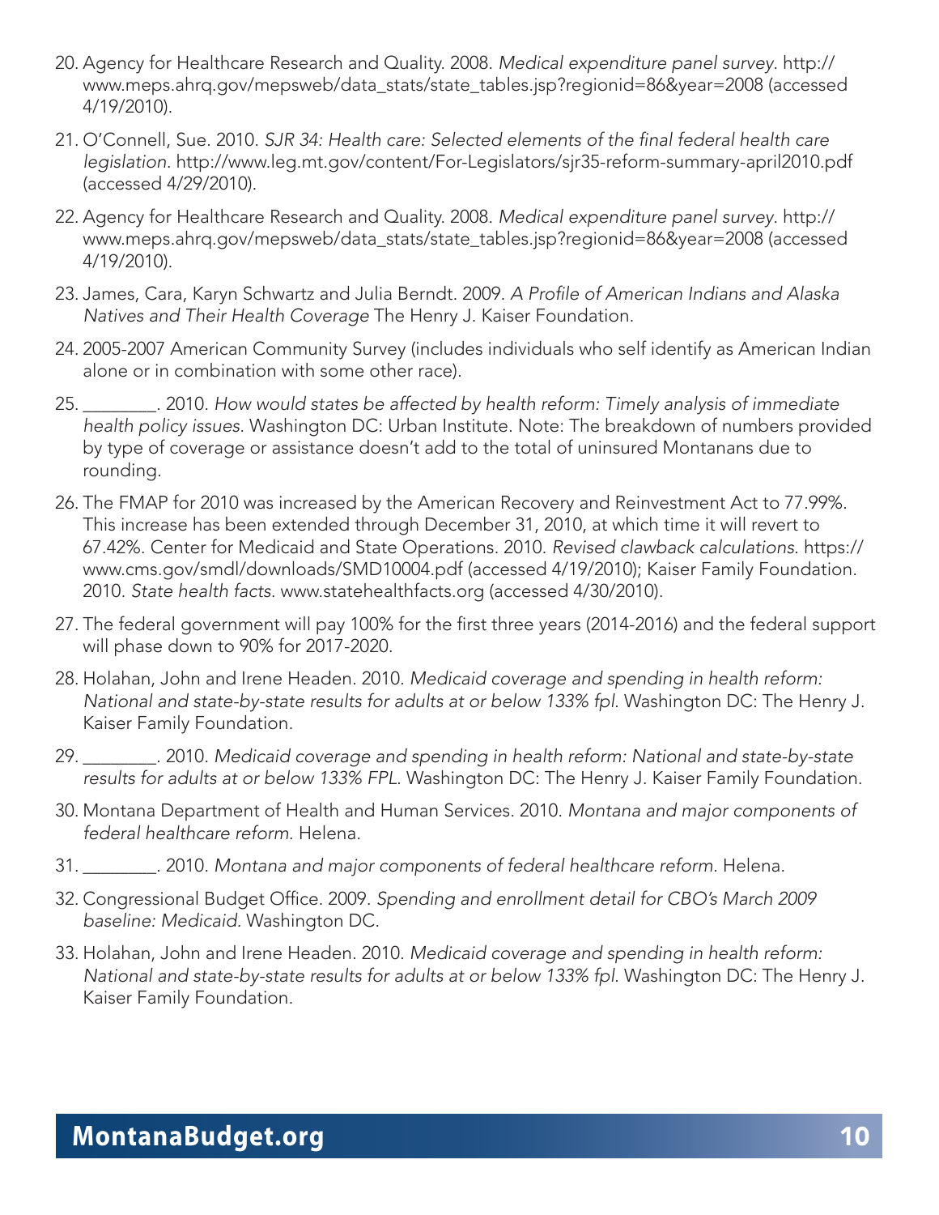20. Agency for Healthcare Research and Quality. 2008. *Medical expenditure panel survey*. http://www.meps.ahrq.gov/mepsweb/data_stats/state_tables.jsp?regionid=86&year=2008 (accessed 4/19/2010).

21. O'Connell, Sue. 2010. *SJR 34: Health care: Selected elements of the final federal health care legislation*. http://www.leg.mt.gov/content/For-Legislators/sjr35-reform-summary-april2010.pdf (accessed 4/29/2010).

22. Agency for Healthcare Research and Quality. 2008. *Medical expenditure panel survey*. http://www.meps.ahrq.gov/mepsweb/data_stats/state_tables.jsp?regionid=86&year=2008 (accessed 4/19/2010).

23. James, Cara, Karyn Schwartz and Julia Berndt. 2009. *A Profile of American Indians and Alaska Natives and Their Health Coverage* The Henry J. Kaiser Foundation.

24. 2005-2007 American Community Survey (includes individuals who self identify as American Indian alone or in combination with some other race).

25. ________. 2010. *How would states be affected by health reform: Timely analysis of immediate health policy issues*. Washington DC: Urban Institute. Note: The breakdown of numbers provided by type of coverage or assistance doesn't add to the total of uninsured Montanans due to rounding.

26. The FMAP for 2010 was increased by the American Recovery and Reinvestment Act to 77.99%. This increase has been extended through December 31, 2010, at which time it will revert to 67.42%. Center for Medicaid and State Operations. 2010. *Revised clawback calculations*. https://www.cms.gov/smdl/downloads/SMD10004.pdf (accessed 4/19/2010); Kaiser Family Foundation. 2010. *State health facts*. www.statehealthfacts.org (accessed 4/30/2010).

27. The federal government will pay 100% for the first three years (2014-2016) and the federal support will phase down to 90% for 2017-2020.

28. Holahan, John and Irene Headen. 2010. *Medicaid coverage and spending in health reform: National and state-by-state results for adults at or below 133% fpl*. Washington DC: The Henry J. Kaiser Family Foundation.

29. ________. 2010. *Medicaid coverage and spending in health reform: National and state-by-state results for adults at or below 133% FPL*. Washington DC: The Henry J. Kaiser Family Foundation.

30. Montana Department of Health and Human Services. 2010. *Montana and major components of federal healthcare reform*. Helena.

31. ________. 2010. *Montana and major components of federal healthcare reform*. Helena.

32. Congressional Budget Office. 2009. *Spending and enrollment detail for CBO's March 2009 baseline: Medicaid.* Washington DC.

33. Holahan, John and Irene Headen. 2010. *Medicaid coverage and spending in health reform: National and state-by-state results for adults at or below 133% fpl*. Washington DC: The Henry J. Kaiser Family Foundation.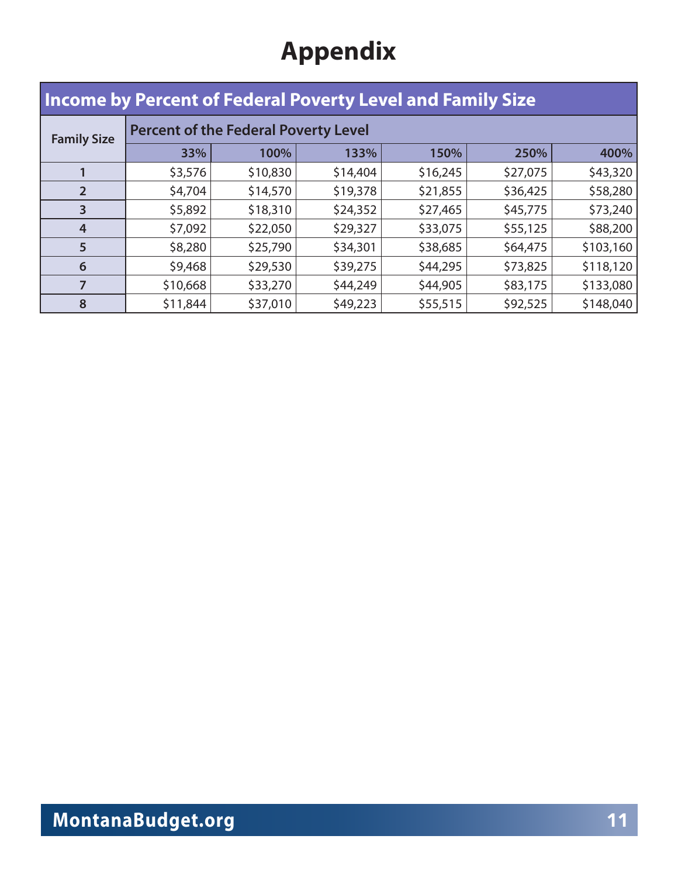# Appendix

| Income by Percent of Federal Poverty Level and Family Size | | | | | | |
|---|---|---|---|---|---|---|
| Family Size | Percent of the Federal Poverty Level | | | | | |
| | 33% | 100% | 133% | 150% | 250% | 400% |
| 1 | $3,576 | $10,830 | $14,404 | $16,245 | $27,075 | $43,320 |
| 2 | $4,704 | $14,570 | $19,378 | $21,855 | $36,425 | $58,280 |
| 3 | $5,892 | $18,310 | $24,352 | $27,465 | $45,775 | $73,240 |
| 4 | $7,092 | $22,050 | $29,327 | $33,075 | $55,125 | $88,200 |
| 5 | $8,280 | $25,790 | $34,301 | $38,685 | $64,475 | $103,160 |
| 6 | $9,468 | $29,530 | $39,275 | $44,295 | $73,825 | $118,120 |
| 7 | $10,668 | $33,270 | $44,249 | $44,905 | $83,175 | $133,080 |
| 8 | $11,844 | $37,010 | $49,223 | $55,515 | $92,525 | $148,040 |